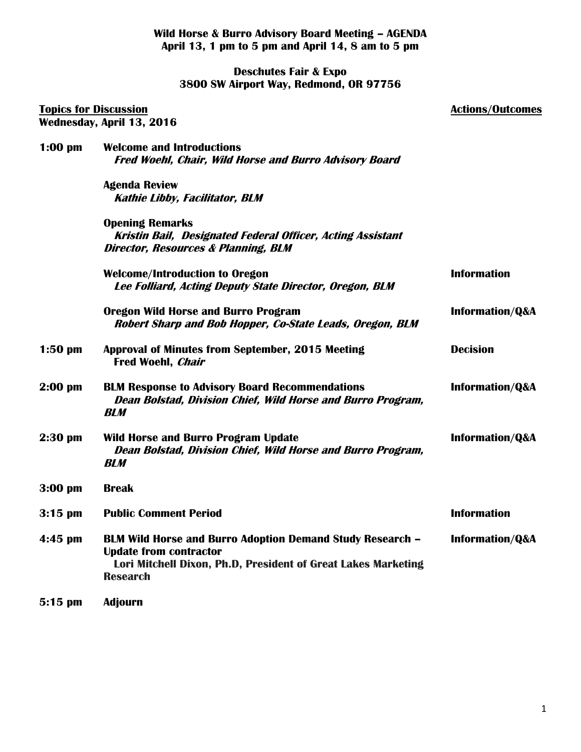**Wild Horse & Burro Advisory Board Meeting – AGENDA**
**April 13, 1 pm to 5 pm and April 14, 8 am to 5 pm**

**Deschutes Fair & Expo**
**3800 SW Airport Way, Redmond, OR 97756**

| **Topics for Discussion** | | **Actions/Outcomes** |
|---|---|---|
| **Wednesday, April 13, 2016** | | |
| **1:00 pm** | **Welcome and Introductions**<br>***Fred Woehl, Chair, Wild Horse and Burro Advisory Board*** | |
| | **Agenda Review**<br>***Kathie Libby, Facilitator, BLM*** | |
| | **Opening Remarks**<br>***Kristin Bail, Designated Federal Officer, Acting Assistant Director, Resources & Planning, BLM*** | |
| | **Welcome/Introduction to Oregon**<br>***Lee Folliard, Acting Deputy State Director, Oregon, BLM*** | **Information** |
| | **Oregon Wild Horse and Burro Program**<br>***Robert Sharp and Bob Hopper, Co-State Leads, Oregon, BLM*** | **Information/Q&A** |
| **1:50 pm** | **Approval of Minutes from September, 2015 Meeting**<br>**Fred Woehl, *Chair*** | **Decision** |
| **2:00 pm** | **BLM Response to Advisory Board Recommendations**<br>***Dean Bolstad, Division Chief, Wild Horse and Burro Program, BLM*** | **Information/Q&A** |
| **2:30 pm** | **Wild Horse and Burro Program Update**<br>***Dean Bolstad, Division Chief, Wild Horse and Burro Program, BLM*** | **Information/Q&A** |
| **3:00 pm** | **Break** | |
| **3:15 pm** | **Public Comment Period** | **Information** |
| **4:45 pm** | **BLM Wild Horse and Burro Adoption Demand Study Research – Update from contractor**<br>**Lori Mitchell Dixon, Ph.D, President of Great Lakes Marketing Research** | **Information/Q&A** |
| **5:15 pm** | **Adjourn** | |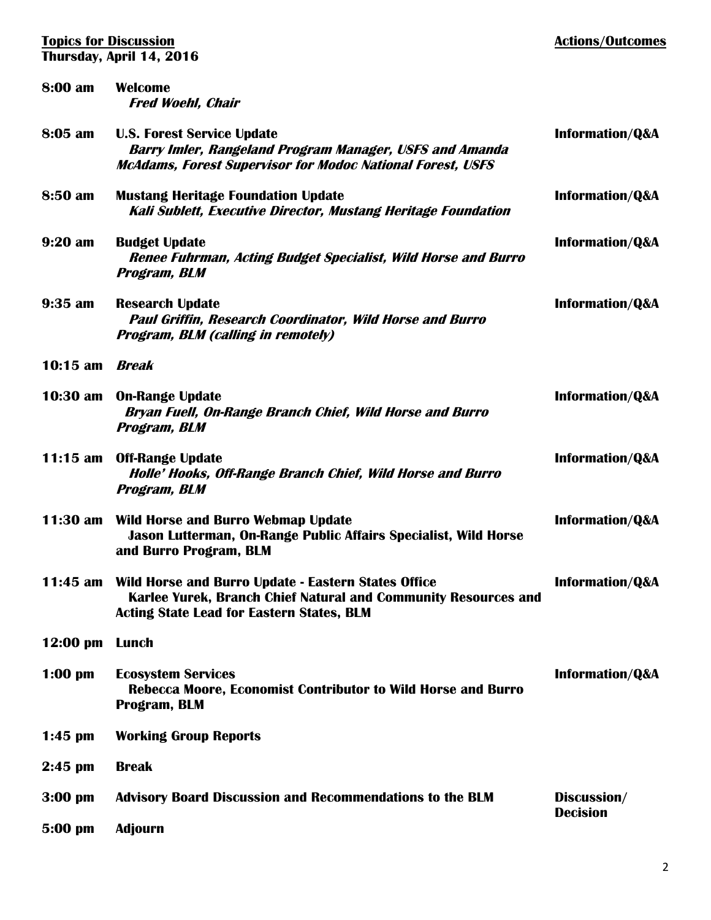**Topics for Discussion**
**Thursday, April 14, 2016**

| | | |
|---|---|---|
| **8:00 am** | **Welcome**<br>***Fred Woehl, Chair*** | |
| **8:05 am** | **U.S. Forest Service Update**<br>***Barry Imler, Rangeland Program Manager, USFS and Amanda McAdams, Forest Supervisor for Modoc National Forest, USFS*** | **Information/Q&A** |
| **8:50 am** | **Mustang Heritage Foundation Update**<br>***Kali Sublett, Executive Director, Mustang Heritage Foundation*** | **Information/Q&A** |
| **9:20 am** | **Budget Update**<br>***Renee Fuhrman, Acting Budget Specialist, Wild Horse and Burro Program, BLM*** | **Information/Q&A** |
| **9:35 am** | **Research Update**<br>***Paul Griffin, Research Coordinator, Wild Horse and Burro Program, BLM (calling in remotely)*** | **Information/Q&A** |
| **10:15 am** | ***Break*** | |
| **10:30 am** | **On-Range Update**<br>***Bryan Fuell, On-Range Branch Chief, Wild Horse and Burro Program, BLM*** | **Information/Q&A** |
| **11:15 am** | **Off-Range Update**<br>***Holle' Hooks, Off-Range Branch Chief, Wild Horse and Burro Program, BLM*** | **Information/Q&A** |
| **11:30 am** | **Wild Horse and Burro Webmap Update**<br>**Jason Lutterman, On-Range Public Affairs Specialist, Wild Horse and Burro Program, BLM** | **Information/Q&A** |
| **11:45 am** | **Wild Horse and Burro Update - Eastern States Office**<br>**Karlee Yurek, Branch Chief Natural and Community Resources and Acting State Lead for Eastern States, BLM** | **Information/Q&A** |
| **12:00 pm** | **Lunch** | |
| **1:00 pm** | **Ecosystem Services**<br>**Rebecca Moore, Economist Contributor to Wild Horse and Burro Program, BLM** | **Information/Q&A** |
| **1:45 pm** | **Working Group Reports** | |
| **2:45 pm** | **Break** | |
| **3:00 pm** | **Advisory Board Discussion and Recommendations to the BLM** | **Discussion/ Decision** |
| **5:00 pm** | **Adjourn** | |

**Actions/Outcomes**